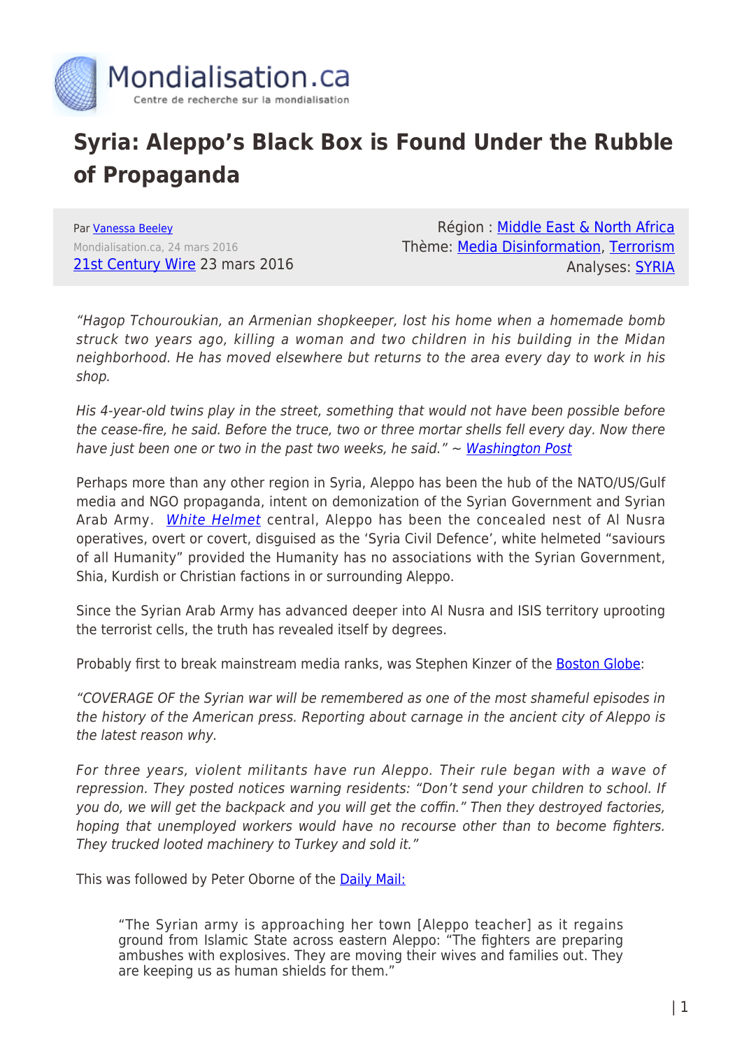Mondialisation.ca

Centre de recherche sur la mondialisation

# Syria: Aleppo's Black Box is Found Under the Rubble of Propaganda

Par Vanessa Beeley

Mondialisation.ca, 24 mars 2016

21st Century Wire 23 mars 2016

Région : Middle East & North Africa

Thème: Media Disinformation, Terrorism

Analyses: SYRIA

*"Hagop Tchouroukian, an Armenian shopkeeper, lost his home when a homemade bomb struck two years ago, killing a woman and two children in his building in the Midan neighborhood. He has moved elsewhere but returns to the area every day to work in his shop.*

*His 4-year-old twins play in the street, something that would not have been possible before the cease-fire, he said. Before the truce, two or three mortar shells fell every day. Now there have just been one or two in the past two weeks, he said." ~ Washington Post*

Perhaps more than any other region in Syria, Aleppo has been the hub of the NATO/US/Gulf media and NGO propaganda, intent on demonization of the Syrian Government and Syrian Arab Army. *White Helmet* central, Aleppo has been the concealed nest of Al Nusra operatives, overt or covert, disguised as the 'Syria Civil Defence', white helmeted "saviours of all Humanity" provided the Humanity has no associations with the Syrian Government, Shia, Kurdish or Christian factions in or surrounding Aleppo.

Since the Syrian Arab Army has advanced deeper into Al Nusra and ISIS territory uprooting the terrorist cells, the truth has revealed itself by degrees.

Probably first to break mainstream media ranks, was Stephen Kinzer of the Boston Globe:

*"COVERAGE OF the Syrian war will be remembered as one of the most shameful episodes in the history of the American press. Reporting about carnage in the ancient city of Aleppo is the latest reason why.*

*For three years, violent militants have run Aleppo. Their rule began with a wave of repression. They posted notices warning residents: "Don't send your children to school. If you do, we will get the backpack and you will get the coffin." Then they destroyed factories, hoping that unemployed workers would have no recourse other than to become fighters. They trucked looted machinery to Turkey and sold it."*

This was followed by Peter Oborne of the Daily Mail:

> "The Syrian army is approaching her town [Aleppo teacher] as it regains ground from Islamic State across eastern Aleppo: "The fighters are preparing ambushes with explosives. They are moving their wives and families out. They are keeping us as human shields for them."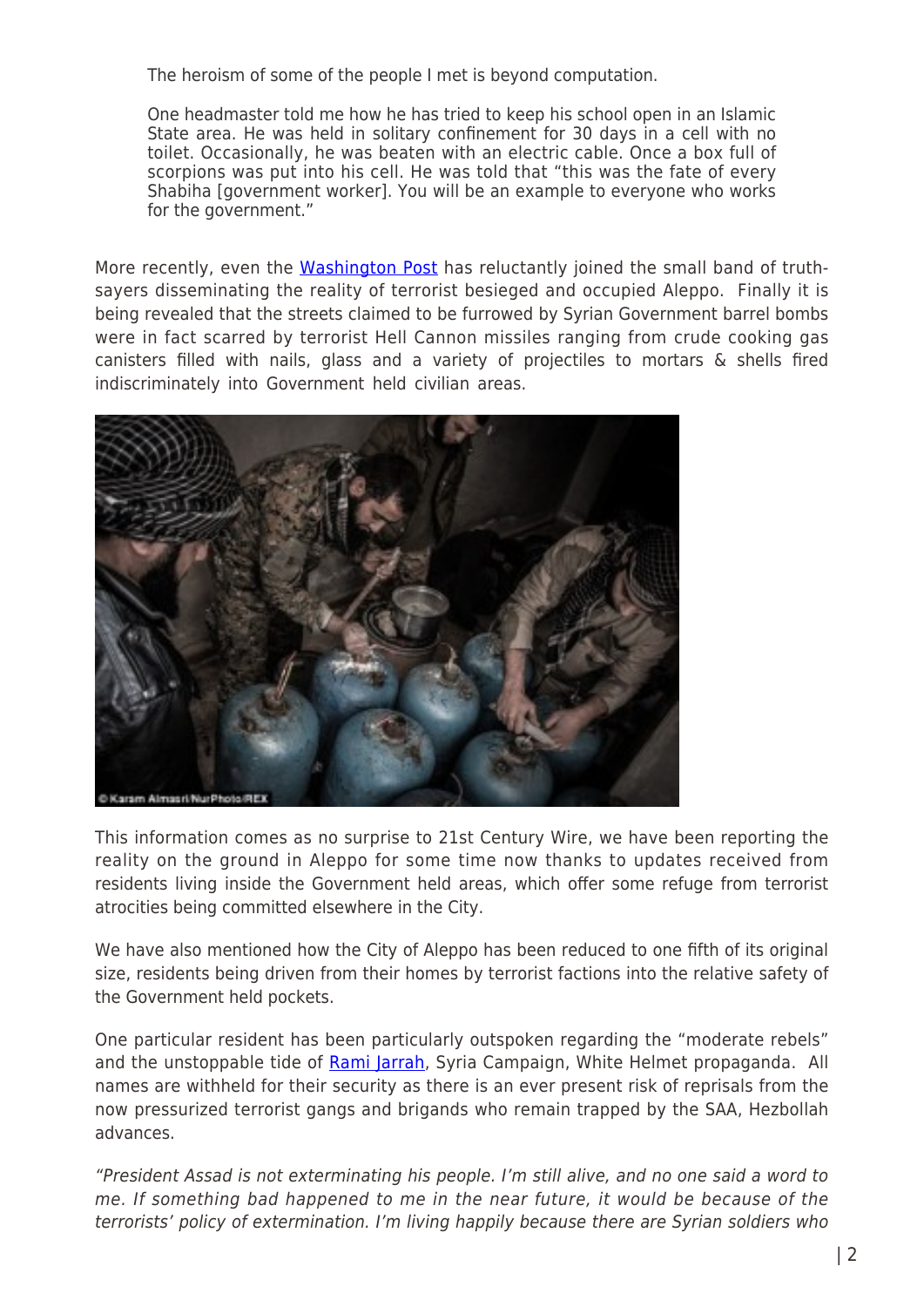> The heroism of some of the people I met is beyond computation.
>
> One headmaster told me how he has tried to keep his school open in an Islamic State area. He was held in solitary confinement for 30 days in a cell with no toilet. Occasionally, he was beaten with an electric cable. Once a box full of scorpions was put into his cell. He was told that "this was the fate of every Shabiha [government worker]. You will be an example to everyone who works for the government."

More recently, even the Washington Post has reluctantly joined the small band of truth-sayers disseminating the reality of terrorist besieged and occupied Aleppo. Finally it is being revealed that the streets claimed to be furrowed by Syrian Government barrel bombs were in fact scarred by terrorist Hell Cannon missiles ranging from crude cooking gas canisters filled with nails, glass and a variety of projectiles to mortars & shells fired indiscriminately into Government held civilian areas.

© Karam Almasri NurPhoto/REX

This information comes as no surprise to 21st Century Wire, we have been reporting the reality on the ground in Aleppo for some time now thanks to updates received from residents living inside the Government held areas, which offer some refuge from terrorist atrocities being committed elsewhere in the City.

We have also mentioned how the City of Aleppo has been reduced to one fifth of its original size, residents being driven from their homes by terrorist factions into the relative safety of the Government held pockets.

One particular resident has been particularly outspoken regarding the "moderate rebels" and the unstoppable tide of Rami Jarrah, Syria Campaign, White Helmet propaganda. All names are withheld for their security as there is an ever present risk of reprisals from the now pressurized terrorist gangs and brigands who remain trapped by the SAA, Hezbollah advances.

*"President Assad is not exterminating his people. I'm still alive, and no one said a word to me. If something bad happened to me in the near future, it would be because of the terrorists' policy of extermination. I'm living happily because there are Syrian soldiers who*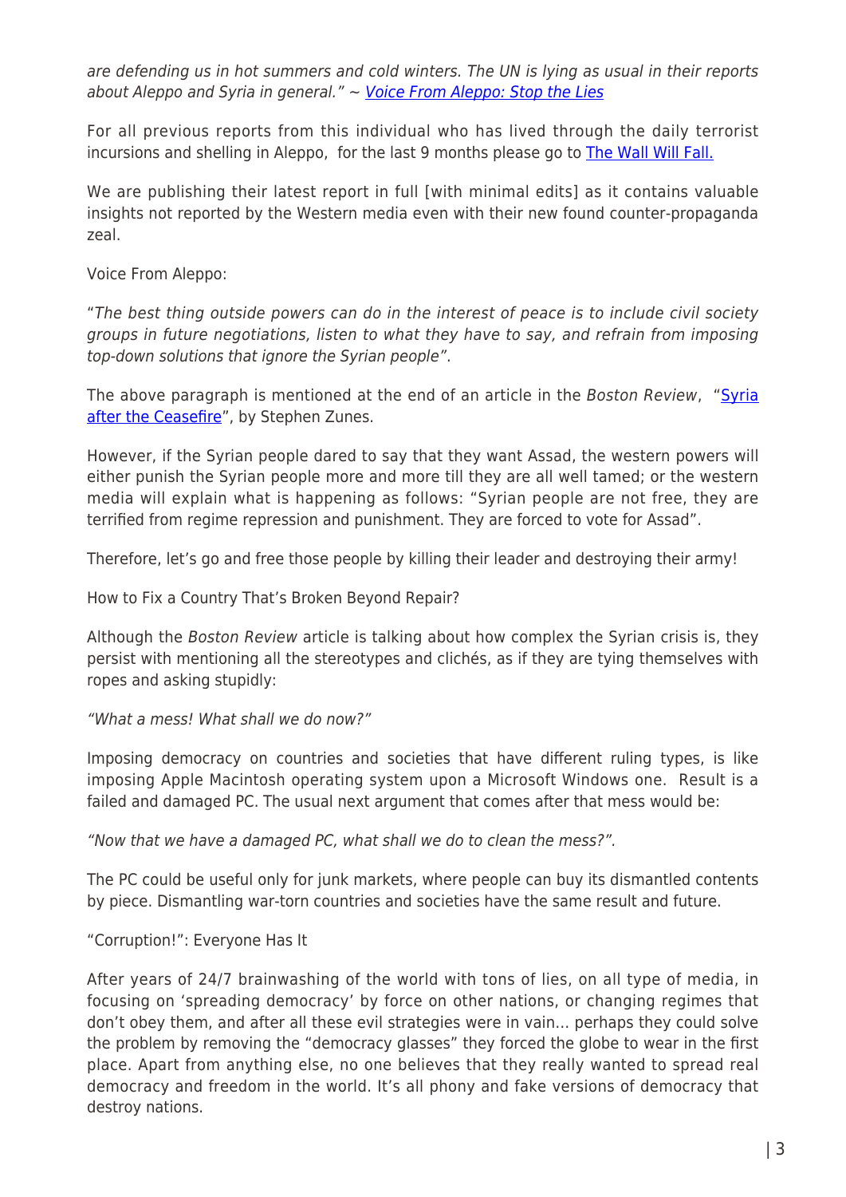*are defending us in hot summers and cold winters. The UN is lying as usual in their reports about Aleppo and Syria in general."* ~ *[Voice From Aleppo: Stop the Lies]*

For all previous reports from this individual who has lived through the daily terrorist incursions and shelling in Aleppo, for the last 9 months please go to [The Wall Will Fall.]

We are publishing their latest report in full [with minimal edits] as it contains valuable insights not reported by the Western media even with their new found counter-propaganda zeal.

Voice From Aleppo:

"*The best thing outside powers can do in the interest of peace is to include civil society groups in future negotiations, listen to what they have to say, and refrain from imposing top-down solutions that ignore the Syrian people*".

The above paragraph is mentioned at the end of an article in the *Boston Review*, "[Syria after the Ceasefire]", by Stephen Zunes.

However, if the Syrian people dared to say that they want Assad, the western powers will either punish the Syrian people more and more till they are all well tamed; or the western media will explain what is happening as follows: "Syrian people are not free, they are terrified from regime repression and punishment. They are forced to vote for Assad".

Therefore, let's go and free those people by killing their leader and destroying their army!

How to Fix a Country That's Broken Beyond Repair?

Although the *Boston Review* article is talking about how complex the Syrian crisis is, they persist with mentioning all the stereotypes and clichés, as if they are tying themselves with ropes and asking stupidly:

*"What a mess! What shall we do now?"*

Imposing democracy on countries and societies that have different ruling types, is like imposing Apple Macintosh operating system upon a Microsoft Windows one. Result is a failed and damaged PC. The usual next argument that comes after that mess would be:

*"Now that we have a damaged PC, what shall we do to clean the mess?".*

The PC could be useful only for junk markets, where people can buy its dismantled contents by piece. Dismantling war-torn countries and societies have the same result and future.

"Corruption!": Everyone Has It

After years of 24/7 brainwashing of the world with tons of lies, on all type of media, in focusing on 'spreading democracy' by force on other nations, or changing regimes that don't obey them, and after all these evil strategies were in vain… perhaps they could solve the problem by removing the "democracy glasses" they forced the globe to wear in the first place. Apart from anything else, no one believes that they really wanted to spread real democracy and freedom in the world. It's all phony and fake versions of democracy that destroy nations.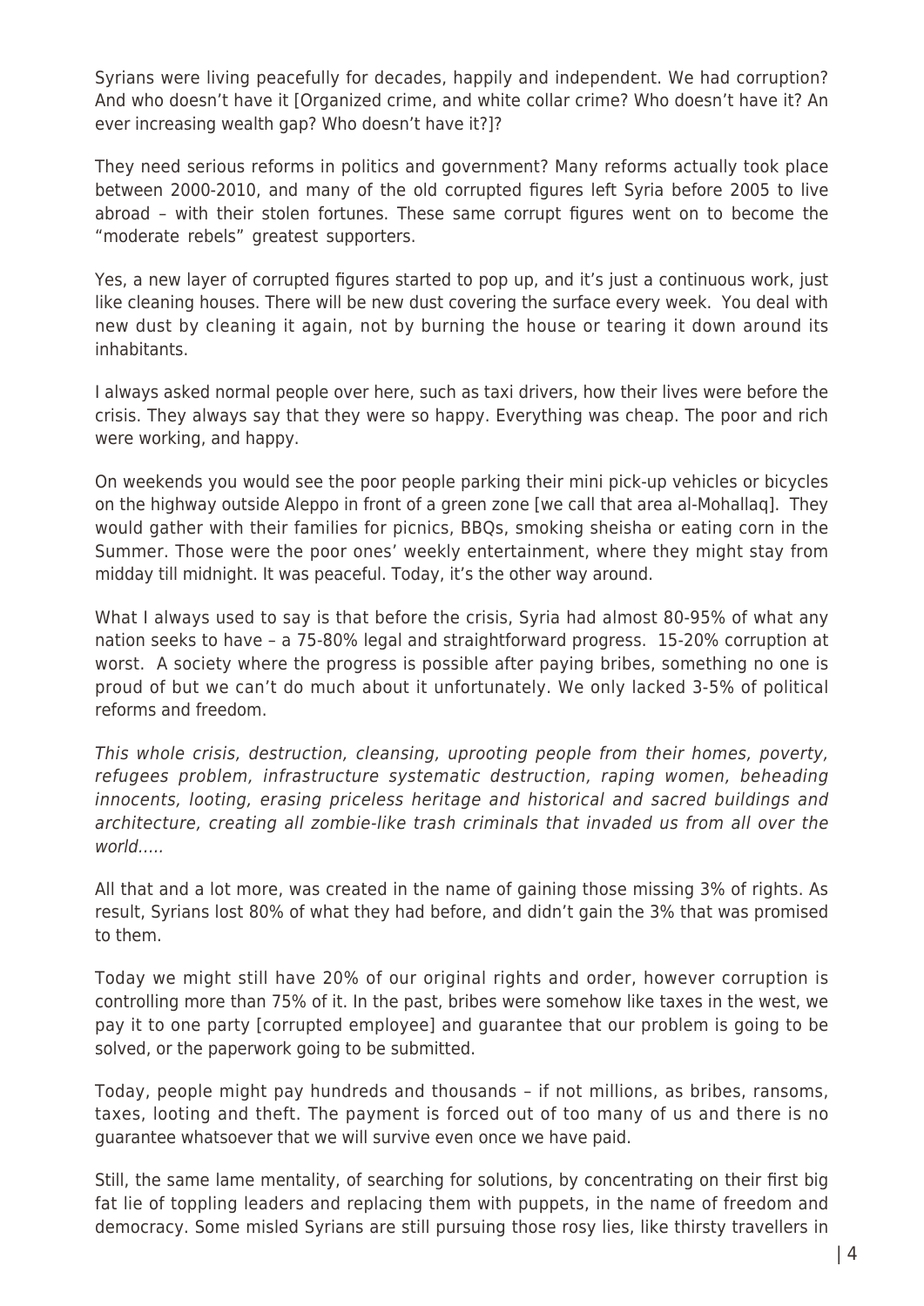Syrians were living peacefully for decades, happily and independent. We had corruption? And who doesn't have it [Organized crime, and white collar crime? Who doesn't have it? An ever increasing wealth gap? Who doesn't have it?]?

They need serious reforms in politics and government? Many reforms actually took place between 2000-2010, and many of the old corrupted figures left Syria before 2005 to live abroad – with their stolen fortunes. These same corrupt figures went on to become the "moderate rebels" greatest supporters.

Yes, a new layer of corrupted figures started to pop up, and it's just a continuous work, just like cleaning houses. There will be new dust covering the surface every week. You deal with new dust by cleaning it again, not by burning the house or tearing it down around its inhabitants.

I always asked normal people over here, such as taxi drivers, how their lives were before the crisis. They always say that they were so happy. Everything was cheap. The poor and rich were working, and happy.

On weekends you would see the poor people parking their mini pick-up vehicles or bicycles on the highway outside Aleppo in front of a green zone [we call that area al-Mohallaq]. They would gather with their families for picnics, BBQs, smoking sheisha or eating corn in the Summer. Those were the poor ones' weekly entertainment, where they might stay from midday till midnight. It was peaceful. Today, it's the other way around.

What I always used to say is that before the crisis, Syria had almost 80-95% of what any nation seeks to have – a 75-80% legal and straightforward progress. 15-20% corruption at worst. A society where the progress is possible after paying bribes, something no one is proud of but we can't do much about it unfortunately. We only lacked 3-5% of political reforms and freedom.

*This whole crisis, destruction, cleansing, uprooting people from their homes, poverty, refugees problem, infrastructure systematic destruction, raping women, beheading innocents, looting, erasing priceless heritage and historical and sacred buildings and architecture, creating all zombie-like trash criminals that invaded us from all over the world…..*

All that and a lot more, was created in the name of gaining those missing 3% of rights. As result, Syrians lost 80% of what they had before, and didn't gain the 3% that was promised to them.

Today we might still have 20% of our original rights and order, however corruption is controlling more than 75% of it. In the past, bribes were somehow like taxes in the west, we pay it to one party [corrupted employee] and guarantee that our problem is going to be solved, or the paperwork going to be submitted.

Today, people might pay hundreds and thousands – if not millions, as bribes, ransoms, taxes, looting and theft. The payment is forced out of too many of us and there is no guarantee whatsoever that we will survive even once we have paid.

Still, the same lame mentality, of searching for solutions, by concentrating on their first big fat lie of toppling leaders and replacing them with puppets, in the name of freedom and democracy. Some misled Syrians are still pursuing those rosy lies, like thirsty travellers in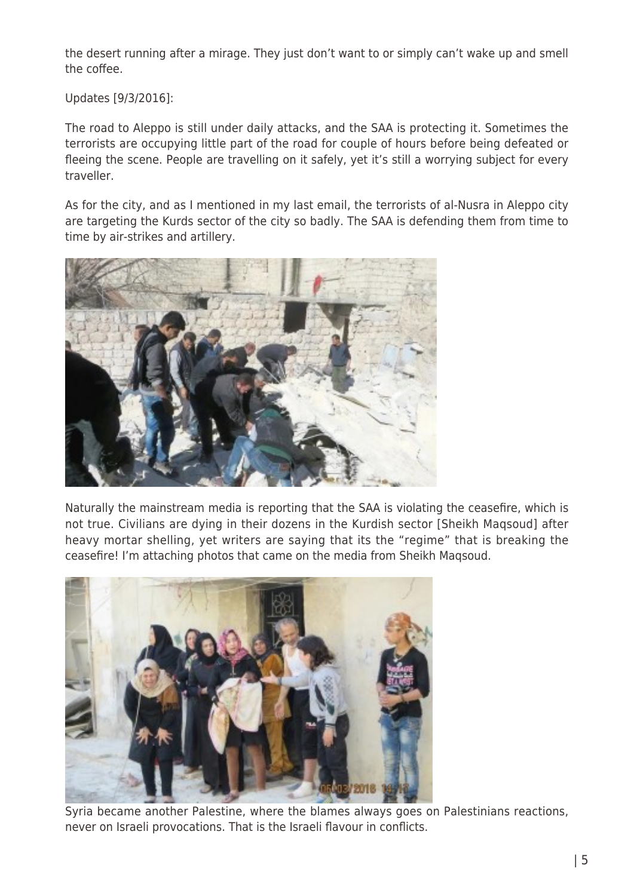the desert running after a mirage. They just don't want to or simply can't wake up and smell the coffee.

Updates [9/3/2016]:

The road to Aleppo is still under daily attacks, and the SAA is protecting it. Sometimes the terrorists are occupying little part of the road for couple of hours before being defeated or fleeing the scene. People are travelling on it safely, yet it's still a worrying subject for every traveller.

As for the city, and as I mentioned in my last email, the terrorists of al-Nusra in Aleppo city are targeting the Kurds sector of the city so badly. The SAA is defending them from time to time by air-strikes and artillery.

Naturally the mainstream media is reporting that the SAA is violating the ceasefire, which is not true. Civilians are dying in their dozens in the Kurdish sector [Sheikh Maqsoud] after heavy mortar shelling, yet writers are saying that its the "regime" that is breaking the ceasefire! I'm attaching photos that came on the media from Sheikh Maqsoud.

Syria became another Palestine, where the blames always goes on Palestinians reactions, never on Israeli provocations. That is the Israeli flavour in conflicts.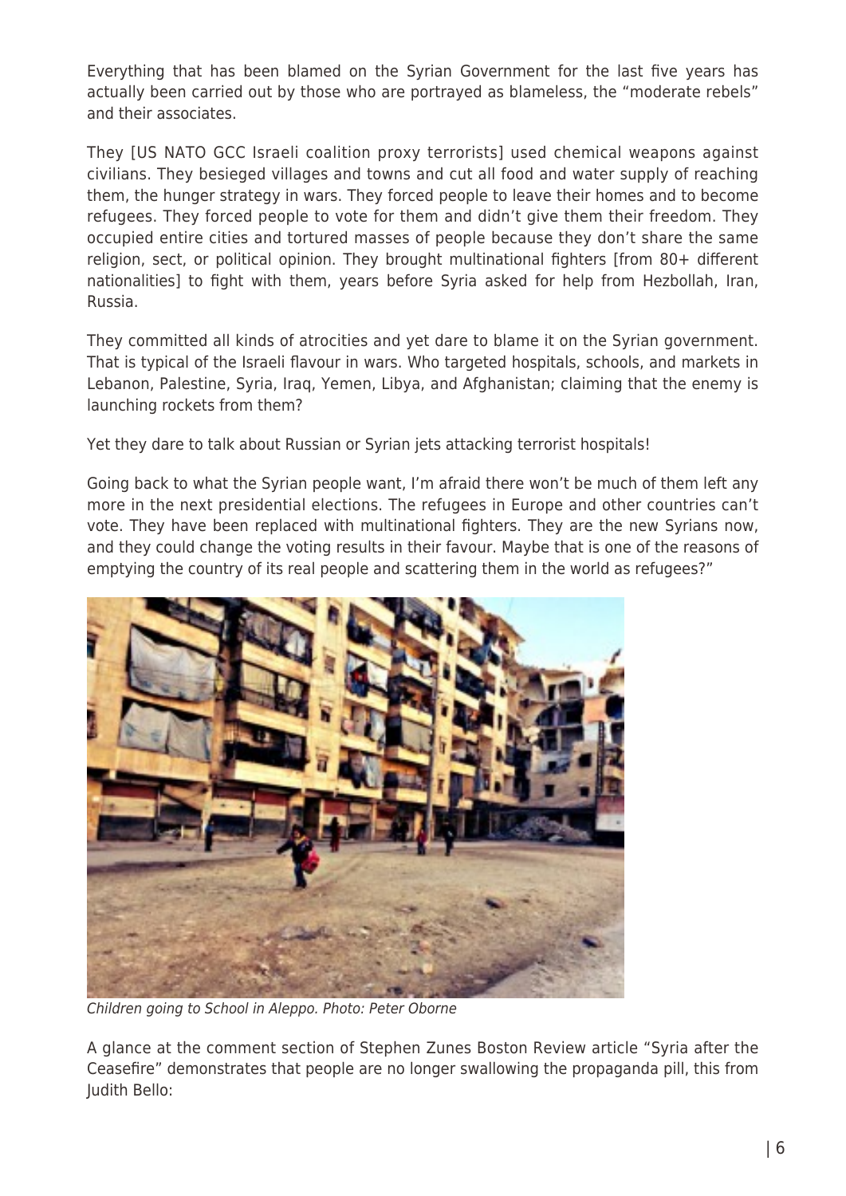Everything that has been blamed on the Syrian Government for the last five years has actually been carried out by those who are portrayed as blameless, the "moderate rebels" and their associates.

They [US NATO GCC Israeli coalition proxy terrorists] used chemical weapons against civilians. They besieged villages and towns and cut all food and water supply of reaching them, the hunger strategy in wars. They forced people to leave their homes and to become refugees. They forced people to vote for them and didn't give them their freedom. They occupied entire cities and tortured masses of people because they don't share the same religion, sect, or political opinion. They brought multinational fighters [from 80+ different nationalities] to fight with them, years before Syria asked for help from Hezbollah, Iran, Russia.

They committed all kinds of atrocities and yet dare to blame it on the Syrian government. That is typical of the Israeli flavour in wars. Who targeted hospitals, schools, and markets in Lebanon, Palestine, Syria, Iraq, Yemen, Libya, and Afghanistan; claiming that the enemy is launching rockets from them?

Yet they dare to talk about Russian or Syrian jets attacking terrorist hospitals!

Going back to what the Syrian people want, I'm afraid there won't be much of them left any more in the next presidential elections. The refugees in Europe and other countries can't vote. They have been replaced with multinational fighters. They are the new Syrians now, and they could change the voting results in their favour. Maybe that is one of the reasons of emptying the country of its real people and scattering them in the world as refugees?"

*Children going to School in Aleppo. Photo: Peter Oborne*

A glance at the comment section of Stephen Zunes Boston Review article "Syria after the Ceasefire" demonstrates that people are no longer swallowing the propaganda pill, this from Judith Bello: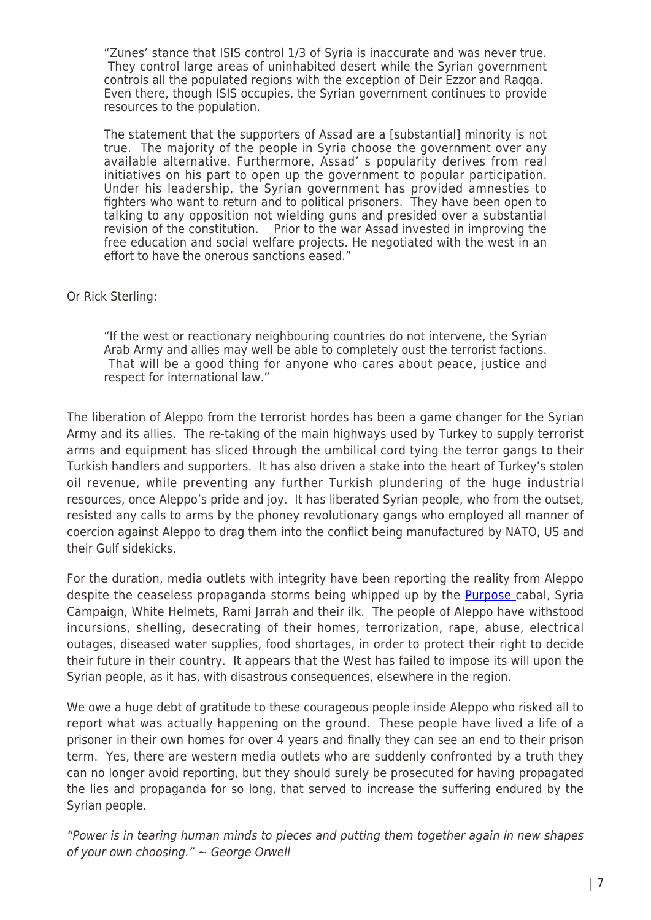> "Zunes' stance that ISIS control 1/3 of Syria is inaccurate and was never true. They control large areas of uninhabited desert while the Syrian government controls all the populated regions with the exception of Deir Ezzor and Raqqa. Even there, though ISIS occupies, the Syrian government continues to provide resources to the population.
>
> The statement that the supporters of Assad are a [substantial] minority is not true. The majority of the people in Syria choose the government over any available alternative. Furthermore, Assad' s popularity derives from real initiatives on his part to open up the government to popular participation. Under his leadership, the Syrian government has provided amnesties to fighters who want to return and to political prisoners. They have been open to talking to any opposition not wielding guns and presided over a substantial revision of the constitution. Prior to the war Assad invested in improving the free education and social welfare projects. He negotiated with the west in an effort to have the onerous sanctions eased."

Or Rick Sterling:

> "If the west or reactionary neighbouring countries do not intervene, the Syrian Arab Army and allies may well be able to completely oust the terrorist factions. That will be a good thing for anyone who cares about peace, justice and respect for international law."

The liberation of Aleppo from the terrorist hordes has been a game changer for the Syrian Army and its allies. The re-taking of the main highways used by Turkey to supply terrorist arms and equipment has sliced through the umbilical cord tying the terror gangs to their Turkish handlers and supporters. It has also driven a stake into the heart of Turkey's stolen oil revenue, while preventing any further Turkish plundering of the huge industrial resources, once Aleppo's pride and joy. It has liberated Syrian people, who from the outset, resisted any calls to arms by the phoney revolutionary gangs who employed all manner of coercion against Aleppo to drag them into the conflict being manufactured by NATO, US and their Gulf sidekicks.

For the duration, media outlets with integrity have been reporting the reality from Aleppo despite the ceaseless propaganda storms being whipped up by the Purpose cabal, Syria Campaign, White Helmets, Rami Jarrah and their ilk. The people of Aleppo have withstood incursions, shelling, desecrating of their homes, terrorization, rape, abuse, electrical outages, diseased water supplies, food shortages, in order to protect their right to decide their future in their country. It appears that the West has failed to impose its will upon the Syrian people, as it has, with disastrous consequences, elsewhere in the region.

We owe a huge debt of gratitude to these courageous people inside Aleppo who risked all to report what was actually happening on the ground. These people have lived a life of a prisoner in their own homes for over 4 years and finally they can see an end to their prison term. Yes, there are western media outlets who are suddenly confronted by a truth they can no longer avoid reporting, but they should surely be prosecuted for having propagated the lies and propaganda for so long, that served to increase the suffering endured by the Syrian people.

*"Power is in tearing human minds to pieces and putting them together again in new shapes of your own choosing." ~ George Orwell*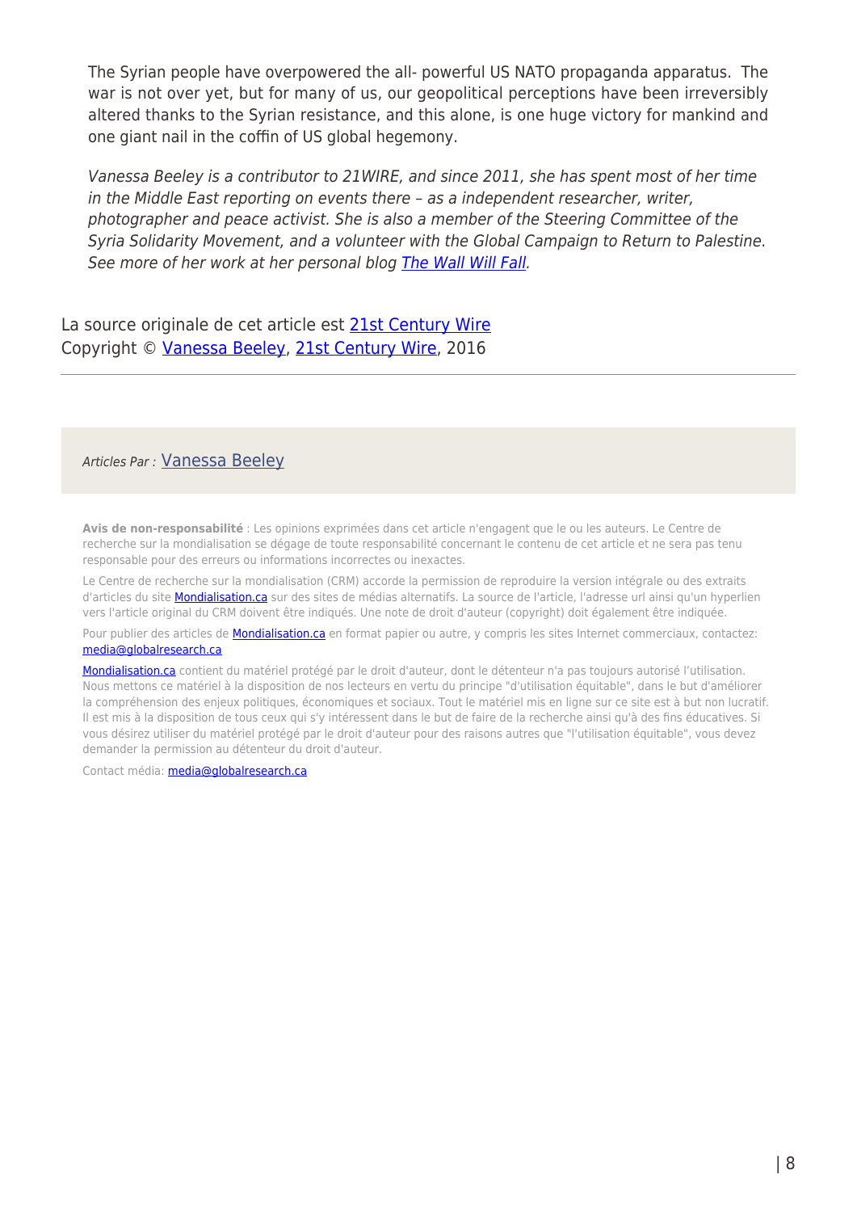The Syrian people have overpowered the all- powerful US NATO propaganda apparatus.  The war is not over yet, but for many of us, our geopolitical perceptions have been irreversibly altered thanks to the Syrian resistance, and this alone, is one huge victory for mankind and one giant nail in the coffin of US global hegemony.

*Vanessa Beeley is a contributor to 21WIRE, and since 2011, she has spent most of her time in the Middle East reporting on events there – as a independent researcher, writer, photographer and peace activist. She is also a member of the Steering Committee of the Syria Solidarity Movement, and a volunteer with the Global Campaign to Return to Palestine. See more of her work at her personal blog The Wall Will Fall.*

La source originale de cet article est 21st Century Wire
Copyright © Vanessa Beeley, 21st Century Wire, 2016

---

*Articles Par :* Vanessa Beeley

**Avis de non-responsabilité** : Les opinions exprimées dans cet article n'engagent que le ou les auteurs. Le Centre de recherche sur la mondialisation se dégage de toute responsabilité concernant le contenu de cet article et ne sera pas tenu responsable pour des erreurs ou informations incorrectes ou inexactes.

Le Centre de recherche sur la mondialisation (CRM) accorde la permission de reproduire la version intégrale ou des extraits d'articles du site Mondialisation.ca sur des sites de médias alternatifs. La source de l'article, l'adresse url ainsi qu'un hyperlien vers l'article original du CRM doivent être indiqués. Une note de droit d'auteur (copyright) doit également être indiquée.

Pour publier des articles de Mondialisation.ca en format papier ou autre, y compris les sites Internet commerciaux, contactez: media@globalresearch.ca

Mondialisation.ca contient du matériel protégé par le droit d'auteur, dont le détenteur n'a pas toujours autorisé l'utilisation. Nous mettons ce matériel à la disposition de nos lecteurs en vertu du principe "d'utilisation équitable", dans le but d'améliorer la compréhension des enjeux politiques, économiques et sociaux. Tout le matériel mis en ligne sur ce site est à but non lucratif. Il est mis à la disposition de tous ceux qui s'y intéressent dans le but de faire de la recherche ainsi qu'à des fins éducatives. Si vous désirez utiliser du matériel protégé par le droit d'auteur pour des raisons autres que "l'utilisation équitable", vous devez demander la permission au détenteur du droit d'auteur.

Contact média: media@globalresearch.ca